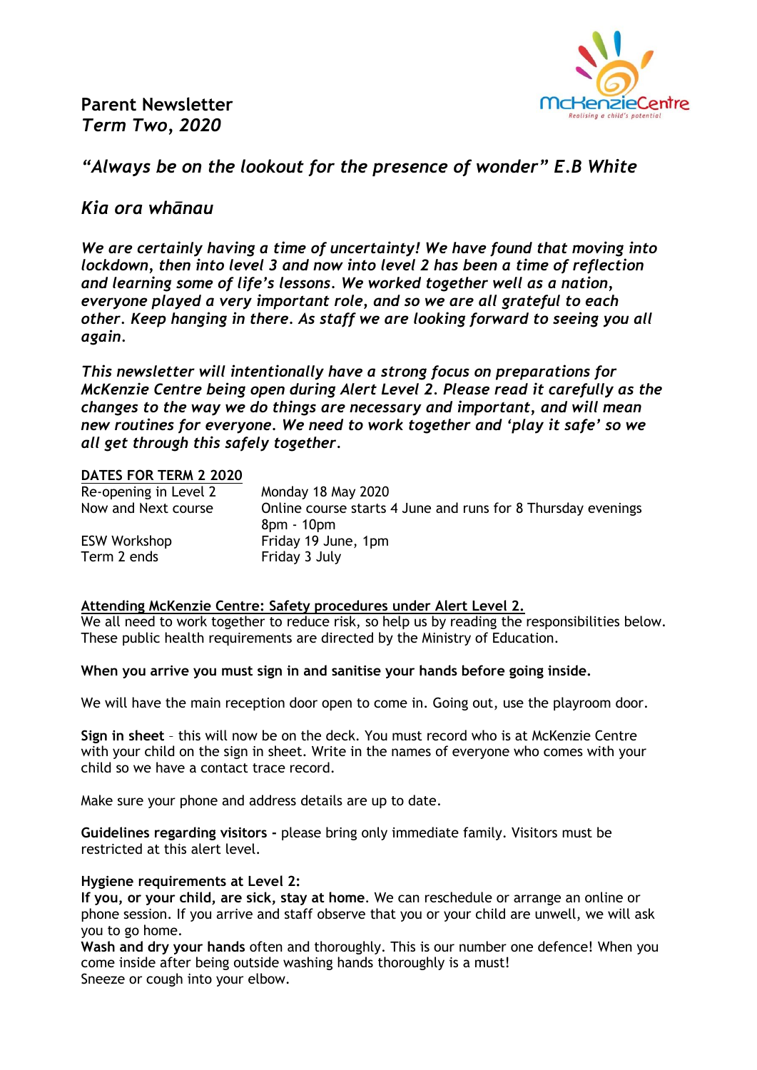**Parent Newsletter**
***Term Two, 2020***

McKenzieCentre
Realising a child's potential

*"Always be on the lookout for the presence of wonder" E.B White*

*Kia ora whānau*

***We are certainly having a time of uncertainty! We have found that moving into lockdown, then into level 3 and now into level 2 has been a time of reflection and learning some of life's lessons. We worked together well as a nation, everyone played a very important role, and so we are all grateful to each other. Keep hanging in there. As staff we are looking forward to seeing you all again.***

***This newsletter will intentionally have a strong focus on preparations for McKenzie Centre being open during Alert Level 2. Please read it carefully as the changes to the way we do things are necessary and important, and will mean new routines for everyone. We need to work together and 'play it safe' so we all get through this safely together.***

**DATES FOR TERM 2 2020**

| | |
|---|---|
| Re-opening in Level 2 | Monday 18 May 2020 |
| Now and Next course | Online course starts 4 June and runs for 8 Thursday evenings 8pm - 10pm |
| ESW Workshop | Friday 19 June, 1pm |
| Term 2 ends | Friday 3 July |

**Attending McKenzie Centre: Safety procedures under Alert Level 2.**

We all need to work together to reduce risk, so help us by reading the responsibilities below. These public health requirements are directed by the Ministry of Education.

**When you arrive you must sign in and sanitise your hands before going inside.**

We will have the main reception door open to come in. Going out, use the playroom door.

**Sign in sheet** – this will now be on the deck. You must record who is at McKenzie Centre with your child on the sign in sheet. Write in the names of everyone who comes with your child so we have a contact trace record.

Make sure your phone and address details are up to date.

**Guidelines regarding visitors -** please bring only immediate family. Visitors must be restricted at this alert level.

**Hygiene requirements at Level 2:**

**If you, or your child, are sick, stay at home**. We can reschedule or arrange an online or phone session. If you arrive and staff observe that you or your child are unwell, we will ask you to go home.

**Wash and dry your hands** often and thoroughly. This is our number one defence! When you come inside after being outside washing hands thoroughly is a must!

Sneeze or cough into your elbow.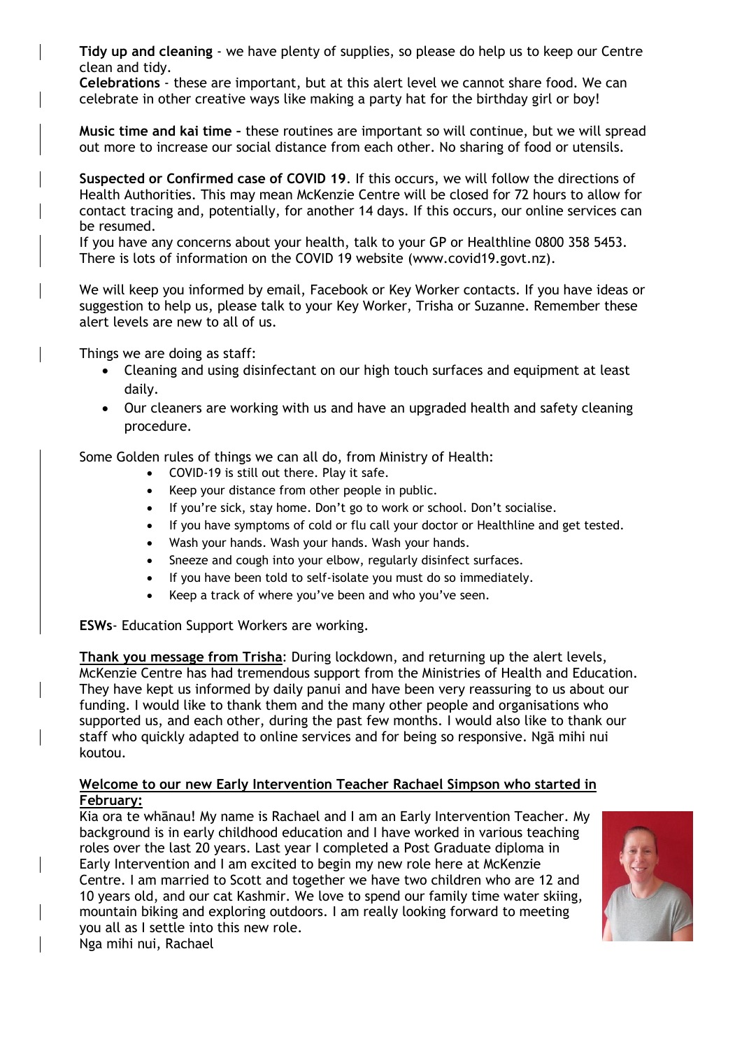**Tidy up and cleaning** - we have plenty of supplies, so please do help us to keep our Centre clean and tidy.
**Celebrations** - these are important, but at this alert level we cannot share food. We can celebrate in other creative ways like making a party hat for the birthday girl or boy!

**Music time and kai time –** these routines are important so will continue, but we will spread out more to increase our social distance from each other. No sharing of food or utensils.

**Suspected or Confirmed case of COVID 19**. If this occurs, we will follow the directions of Health Authorities. This may mean McKenzie Centre will be closed for 72 hours to allow for contact tracing and, potentially, for another 14 days. If this occurs, our online services can be resumed.
If you have any concerns about your health, talk to your GP or Healthline 0800 358 5453. There is lots of information on the COVID 19 website (www.covid19.govt.nz).

We will keep you informed by email, Facebook or Key Worker contacts. If you have ideas or suggestion to help us, please talk to your Key Worker, Trisha or Suzanne. Remember these alert levels are new to all of us.

Things we are doing as staff:

- Cleaning and using disinfectant on our high touch surfaces and equipment at least daily.
- Our cleaners are working with us and have an upgraded health and safety cleaning procedure.

Some Golden rules of things we can all do, from Ministry of Health:

- COVID-19 is still out there. Play it safe.
- Keep your distance from other people in public.
- If you're sick, stay home. Don't go to work or school. Don't socialise.
- If you have symptoms of cold or flu call your doctor or Healthline and get tested.
- Wash your hands. Wash your hands. Wash your hands.
- Sneeze and cough into your elbow, regularly disinfect surfaces.
- If you have been told to self-isolate you must do so immediately.
- Keep a track of where you've been and who you've seen.

**ESWs**- Education Support Workers are working.

**Thank you message from Trisha**: During lockdown, and returning up the alert levels, McKenzie Centre has had tremendous support from the Ministries of Health and Education. They have kept us informed by daily panui and have been very reassuring to us about our funding. I would like to thank them and the many other people and organisations who supported us, and each other, during the past few months. I would also like to thank our staff who quickly adapted to online services and for being so responsive. Ngā mihi nui koutou.

**Welcome to our new Early Intervention Teacher Rachael Simpson who started in February:**

Kia ora te whānau! My name is Rachael and I am an Early Intervention Teacher. My background is in early childhood education and I have worked in various teaching roles over the last 20 years. Last year I completed a Post Graduate diploma in Early Intervention and I am excited to begin my new role here at McKenzie Centre. I am married to Scott and together we have two children who are 12 and 10 years old, and our cat Kashmir. We love to spend our family time water skiing, mountain biking and exploring outdoors. I am really looking forward to meeting you all as I settle into this new role.
Nga mihi nui, Rachael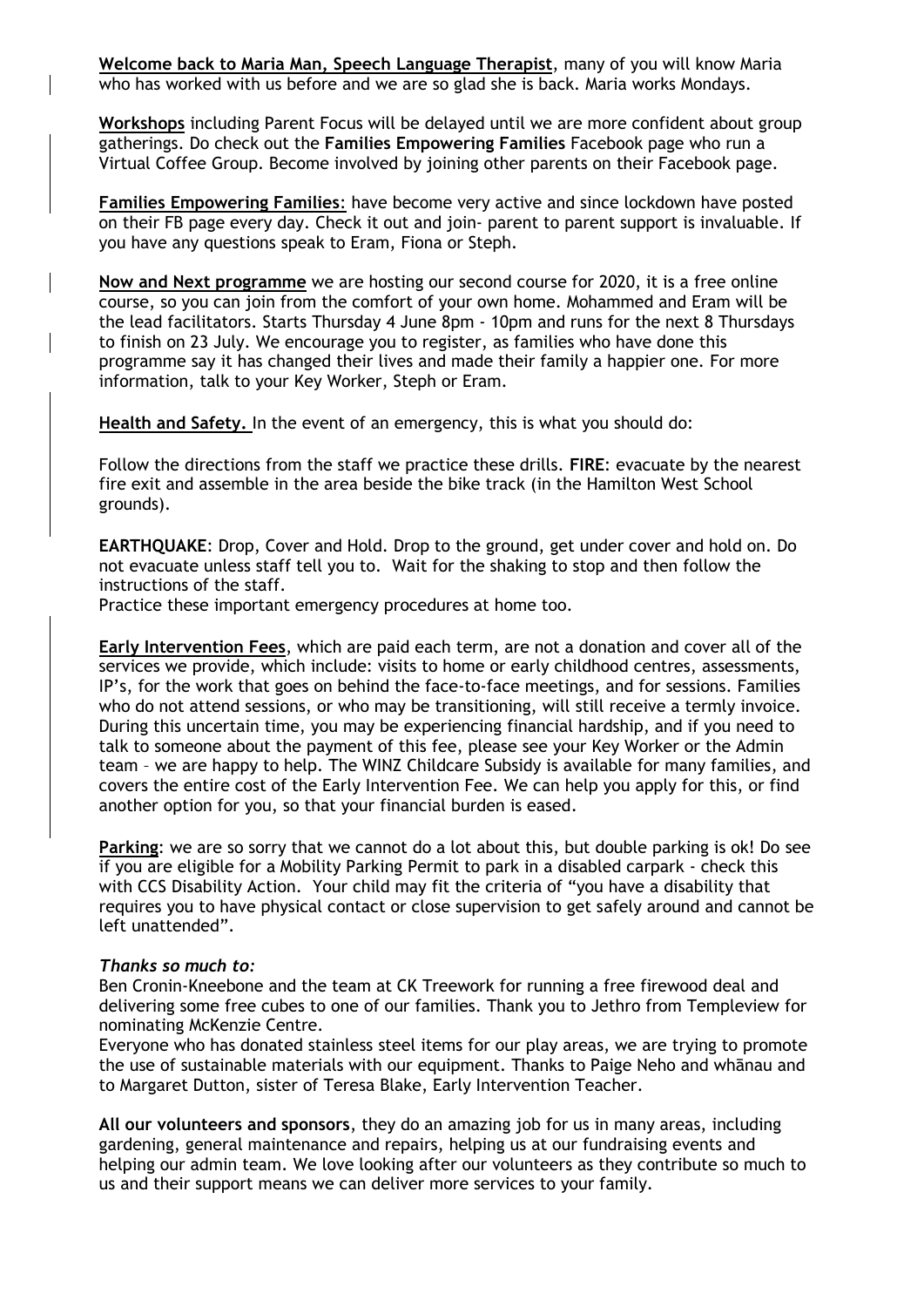**Welcome back to Maria Man, Speech Language Therapist**, many of you will know Maria who has worked with us before and we are so glad she is back. Maria works Mondays.

**Workshops** including Parent Focus will be delayed until we are more confident about group gatherings. Do check out the **Families Empowering Families** Facebook page who run a Virtual Coffee Group. Become involved by joining other parents on their Facebook page.

**Families Empowering Families**: have become very active and since lockdown have posted on their FB page every day. Check it out and join- parent to parent support is invaluable. If you have any questions speak to Eram, Fiona or Steph.

**Now and Next programme** we are hosting our second course for 2020, it is a free online course, so you can join from the comfort of your own home. Mohammed and Eram will be the lead facilitators. Starts Thursday 4 June 8pm - 10pm and runs for the next 8 Thursdays to finish on 23 July. We encourage you to register, as families who have done this programme say it has changed their lives and made their family a happier one. For more information, talk to your Key Worker, Steph or Eram.

**Health and Safety.** In the event of an emergency, this is what you should do:

Follow the directions from the staff we practice these drills. **FIRE**: evacuate by the nearest fire exit and assemble in the area beside the bike track (in the Hamilton West School grounds).

**EARTHQUAKE**: Drop, Cover and Hold. Drop to the ground, get under cover and hold on. Do not evacuate unless staff tell you to. Wait for the shaking to stop and then follow the instructions of the staff.
Practice these important emergency procedures at home too.

**Early Intervention Fees**, which are paid each term, are not a donation and cover all of the services we provide, which include: visits to home or early childhood centres, assessments, IP's, for the work that goes on behind the face-to-face meetings, and for sessions. Families who do not attend sessions, or who may be transitioning, will still receive a termly invoice. During this uncertain time, you may be experiencing financial hardship, and if you need to talk to someone about the payment of this fee, please see your Key Worker or the Admin team – we are happy to help. The WINZ Childcare Subsidy is available for many families, and covers the entire cost of the Early Intervention Fee. We can help you apply for this, or find another option for you, so that your financial burden is eased.

**Parking**: we are so sorry that we cannot do a lot about this, but double parking is ok! Do see if you are eligible for a Mobility Parking Permit to park in a disabled carpark - check this with CCS Disability Action. Your child may fit the criteria of "you have a disability that requires you to have physical contact or close supervision to get safely around and cannot be left unattended".

***Thanks so much to:***
Ben Cronin-Kneebone and the team at CK Treework for running a free firewood deal and delivering some free cubes to one of our families. Thank you to Jethro from Templeview for nominating McKenzie Centre.
Everyone who has donated stainless steel items for our play areas, we are trying to promote the use of sustainable materials with our equipment. Thanks to Paige Neho and whānau and to Margaret Dutton, sister of Teresa Blake, Early Intervention Teacher.

**All our volunteers and sponsors**, they do an amazing job for us in many areas, including gardening, general maintenance and repairs, helping us at our fundraising events and helping our admin team. We love looking after our volunteers as they contribute so much to us and their support means we can deliver more services to your family.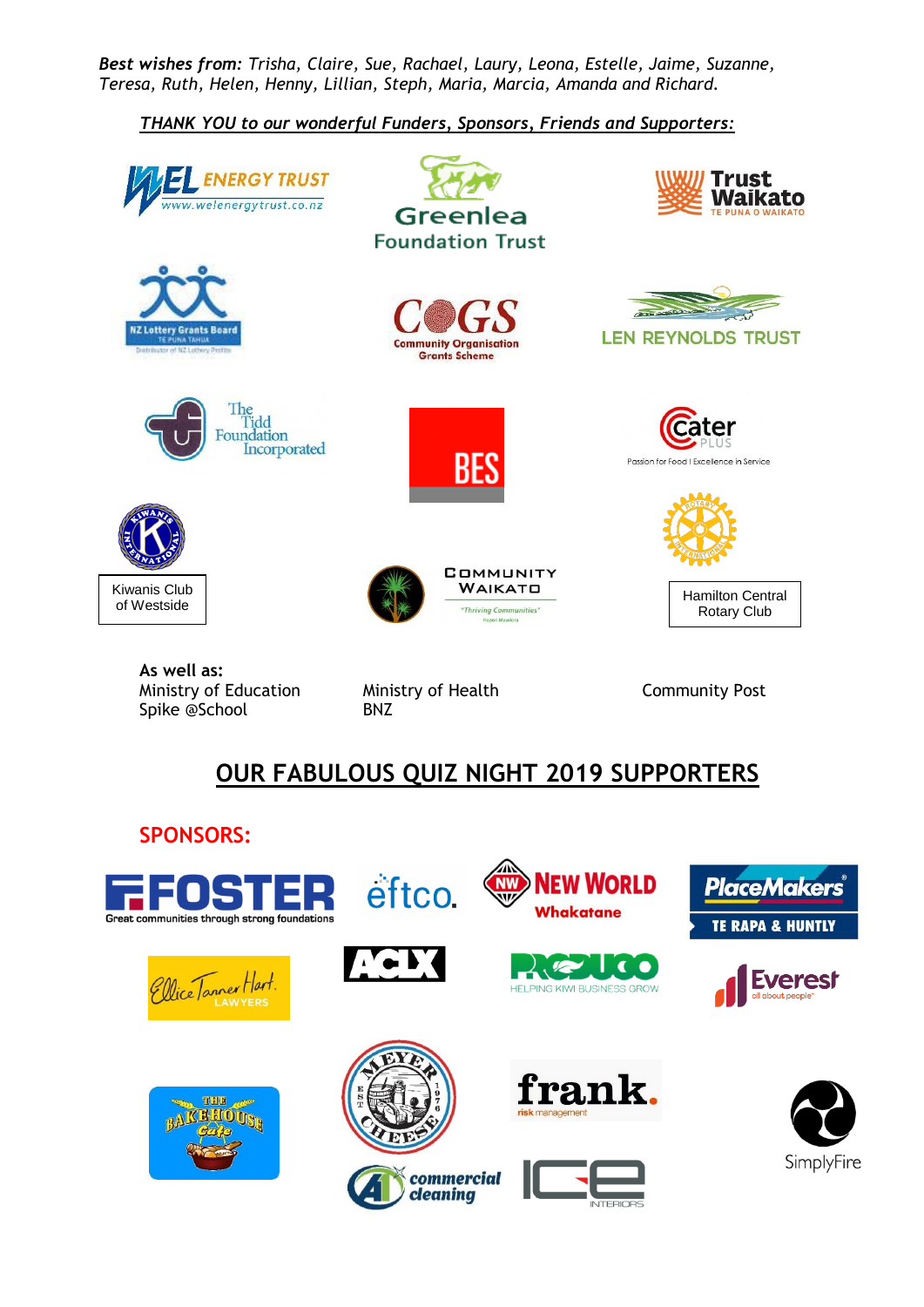***Best wishes from**: Trisha, Claire, Sue, Rachael, Laury, Leona, Estelle, Jaime, Suzanne, Teresa, Ruth, Helen, Henny, Lillian, Steph, Maria, Marcia, Amanda and Richard.*

***THANK YOU to our wonderful Funders, Sponsors, Friends and Supporters:***

WEL ENERGY TRUST www.welenergytrust.co.nz

Greenlea Foundation Trust

Trust Waikato TE PUNA O WAIKATO

NZ Lottery Grants Board TE PUNA TAHUA

COGS Community Organisation Grants Scheme

LEN REYNOLDS TRUST

The Tidd Foundation Incorporated

BES

Cater PLUS Passion for Food | Excellence in Service

Kiwanis Club of Westside

COMMUNITY WAIKATO "Thriving Communities"

Hamilton Central Rotary Club

**As well as:**

Ministry of Education
Spike @School
Ministry of Health
BNZ
Community Post

## OUR FABULOUS QUIZ NIGHT 2019 SUPPORTERS

### SPONSORS:

FOSTER Great communities through strong foundations

eftco.

NEW WORLD Whakatane

PlaceMakers TE RAPA & HUNTLY

Ellice Tanner Hart LAWYERS

ACLX

PRODUCO HELPING KIWI BUSINESS GROW

Everest all about people

THE BAKEHOUSE Cafe

MEYER CHEESE EST 1976

frank. risk management

SimplyFire

A1 commercial cleaning

ICE INTERIORS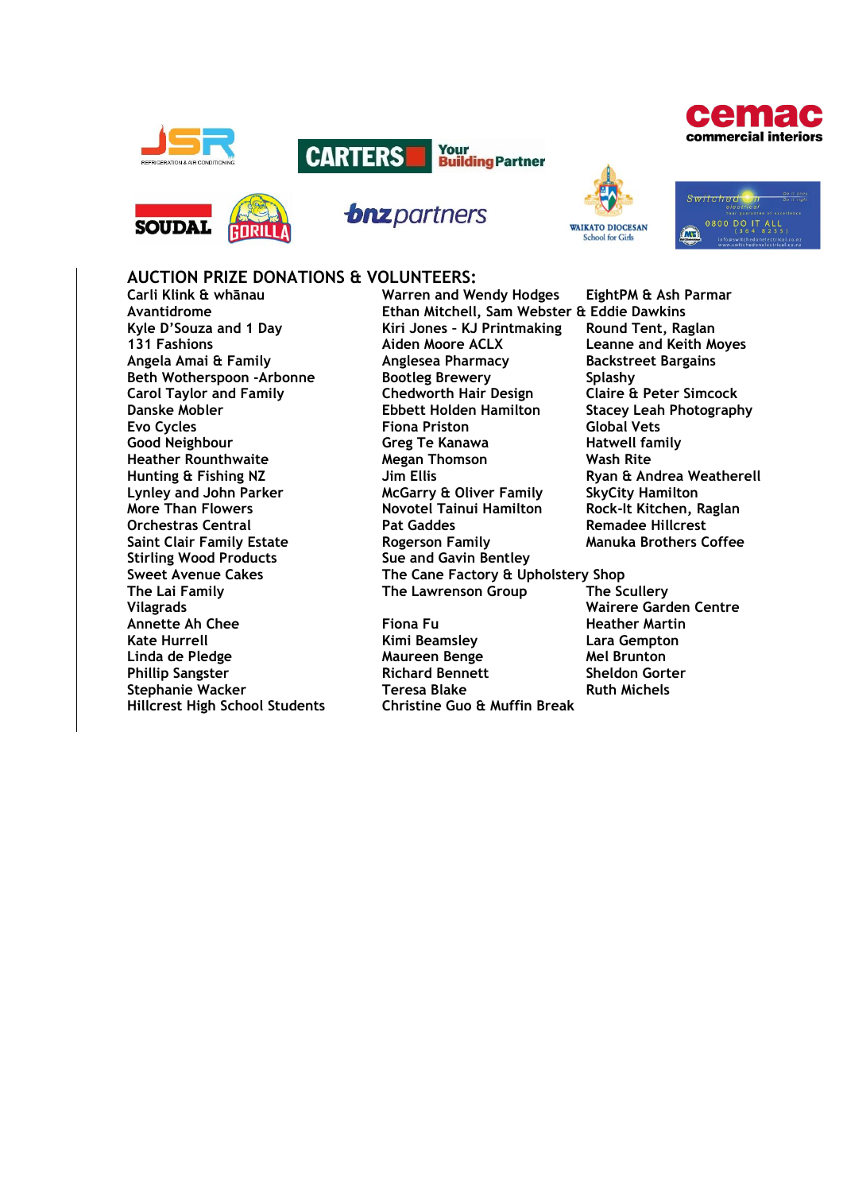REFRIGERATION & AIR CONDITIONING

CARTERS Your Building Partner

cemac commercial interiors

SOUDAL GORILLA

bnz partners

WAIKATO DIOCESAN School for Girls

Switched On electrical 0800 DO IT ALL

## AUCTION PRIZE DONATIONS & VOLUNTEERS:

Carli Klink & whānau
Avantidrome
Kyle D'Souza and 1 Day
131 Fashions
Angela Amai & Family
Beth Wotherspoon -Arbonne
Carol Taylor and Family
Danske Mobler
Evo Cycles
Good Neighbour
Heather Rounthwaite
Hunting & Fishing NZ
Lynley and John Parker
More Than Flowers
Orchestras Central
Saint Clair Family Estate
Stirling Wood Products
Sweet Avenue Cakes
The Lai Family
Vilagrads
Annette Ah Chee
Kate Hurrell
Linda de Pledge
Phillip Sangster
Stephanie Wacker
Hillcrest High School Students

Warren and Wendy Hodges
Ethan Mitchell, Sam Webster & Eddie Dawkins
Kiri Jones - KJ Printmaking
Aiden Moore ACLX
Anglesea Pharmacy
Bootleg Brewery
Chedworth Hair Design
Ebbett Holden Hamilton
Fiona Priston
Greg Te Kanawa
Megan Thomson
Jim Ellis
McGarry & Oliver Family
Novotel Tainui Hamilton
Pat Gaddes
Rogerson Family
Sue and Gavin Bentley
The Cane Factory & Upholstery Shop
The Lawrenson Group
Fiona Fu
Kimi Beamsley
Maureen Benge
Richard Bennett
Teresa Blake
Christine Guo & Muffin Break

EightPM & Ash Parmar
Round Tent, Raglan
Leanne and Keith Moyes
Backstreet Bargains
Splashy
Claire & Peter Simcock
Stacey Leah Photography
Global Vets
Hatwell family
Wash Rite
Ryan & Andrea Weatherell
SkyCity Hamilton
Rock-It Kitchen, Raglan
Remadee Hillcrest
Manuka Brothers Coffee
The Scullery
Wairere Garden Centre
Heather Martin
Lara Gempton
Mel Brunton
Sheldon Gorter
Ruth Michels